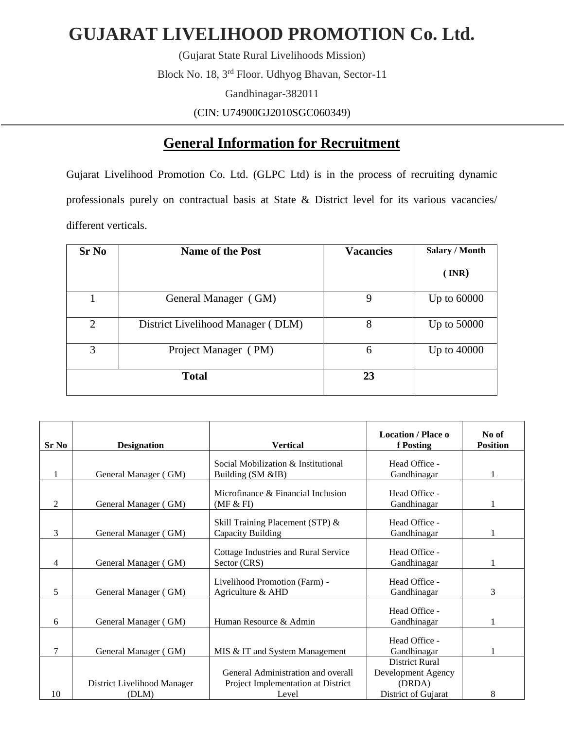# GUJARAT LIVELIHOOD PROMOTION Co. Ltd.

(Gujarat State Rural Livelihoods Mission)

Block No. 18, 3rd Floor. Udhyog Bhavan, Sector-11

Gandhinagar-382011

(CIN: U74900GJ2010SGC060349)

## General Information for Recruitment

Gujarat Livelihood Promotion Co. Ltd. (GLPC Ltd) is in the process of recruiting dynamic professionals purely on contractual basis at State & District level for its various vacancies/ different verticals.

| Sr No | Name of the Post | Vacancies | Salary / Month ( INR) |
|---|---|---|---|
| 1 | General Manager ( GM) | 9 | Up to 60000 |
| 2 | District Livelihood Manager ( DLM) | 8 | Up to 50000 |
| 3 | Project Manager ( PM) | 6 | Up to 40000 |
| Total | | 23 | |

| Sr No | Designation | Vertical | Location / Place of Posting | No of Position |
|---|---|---|---|---|
| 1 | General Manager ( GM) | Social Mobilization & Institutional Building (SM &IB) | Head Office - Gandhinagar | 1 |
| 2 | General Manager ( GM) | Microfinance & Financial Inclusion (MF & FI) | Head Office - Gandhinagar | 1 |
| 3 | General Manager ( GM) | Skill Training Placement (STP) & Capacity Building | Head Office - Gandhinagar | 1 |
| 4 | General Manager ( GM) | Cottage Industries and Rural Service Sector (CRS) | Head Office - Gandhinagar | 1 |
| 5 | General Manager ( GM) | Livelihood Promotion (Farm) - Agriculture & AHD | Head Office - Gandhinagar | 3 |
| 6 | General Manager ( GM) | Human Resource & Admin | Head Office - Gandhinagar | 1 |
| 7 | General Manager ( GM) | MIS & IT and System Management | Head Office - Gandhinagar | 1 |
| 10 | District Livelihood Manager (DLM) | General Administration and overall Project Implementation at District Level | District Rural Development Agency (DRDA) District of Gujarat | 8 |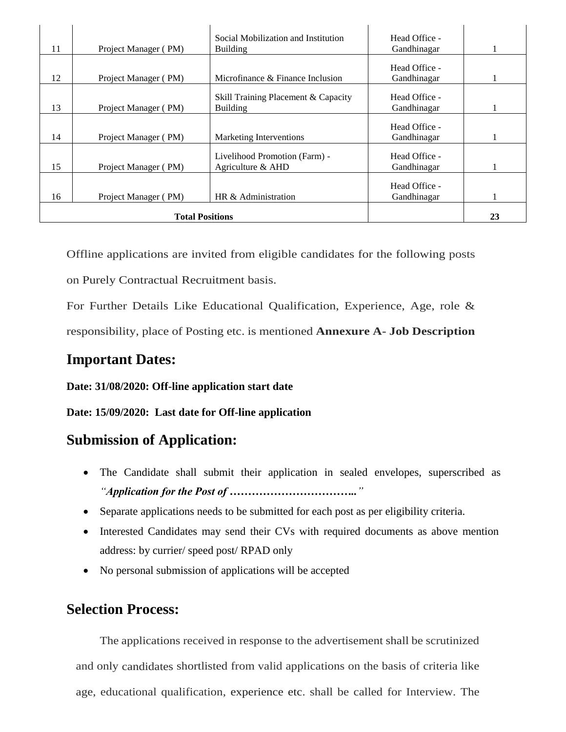| 11 | Project Manager ( PM) | Social Mobilization and Institution Building | Head Office - Gandhinagar | 1 |
|---|---|---|---|---|
| 12 | Project Manager ( PM) | Microfinance & Finance Inclusion | Head Office - Gandhinagar | 1 |
| 13 | Project Manager ( PM) | Skill Training Placement & Capacity Building | Head Office - Gandhinagar | 1 |
| 14 | Project Manager ( PM) | Marketing Interventions | Head Office - Gandhinagar | 1 |
| 15 | Project Manager ( PM) | Livelihood Promotion (Farm) - Agriculture & AHD | Head Office - Gandhinagar | 1 |
| 16 | Project Manager ( PM) | HR & Administration | Head Office - Gandhinagar | 1 |
| **Total Positions** | | | | **23** |

Offline applications are invited from eligible candidates for the following posts on Purely Contractual Recruitment basis.

For Further Details Like Educational Qualification, Experience, Age, role & responsibility, place of Posting etc. is mentioned **Annexure A- Job Description**

## Important Dates:

**Date: 31/08/2020: Off-line application start date**

**Date: 15/09/2020: Last date for Off-line application**

## Submission of Application:

- The Candidate shall submit their application in sealed envelopes, superscribed as ***"Application for the Post of …………………………….."***
- Separate applications needs to be submitted for each post as per eligibility criteria.
- Interested Candidates may send their CVs with required documents as above mention address: by currier/ speed post/ RPAD only
- No personal submission of applications will be accepted

## Selection Process:

The applications received in response to the advertisement shall be scrutinized and only candidates shortlisted from valid applications on the basis of criteria like age, educational qualification, experience etc. shall be called for Interview. The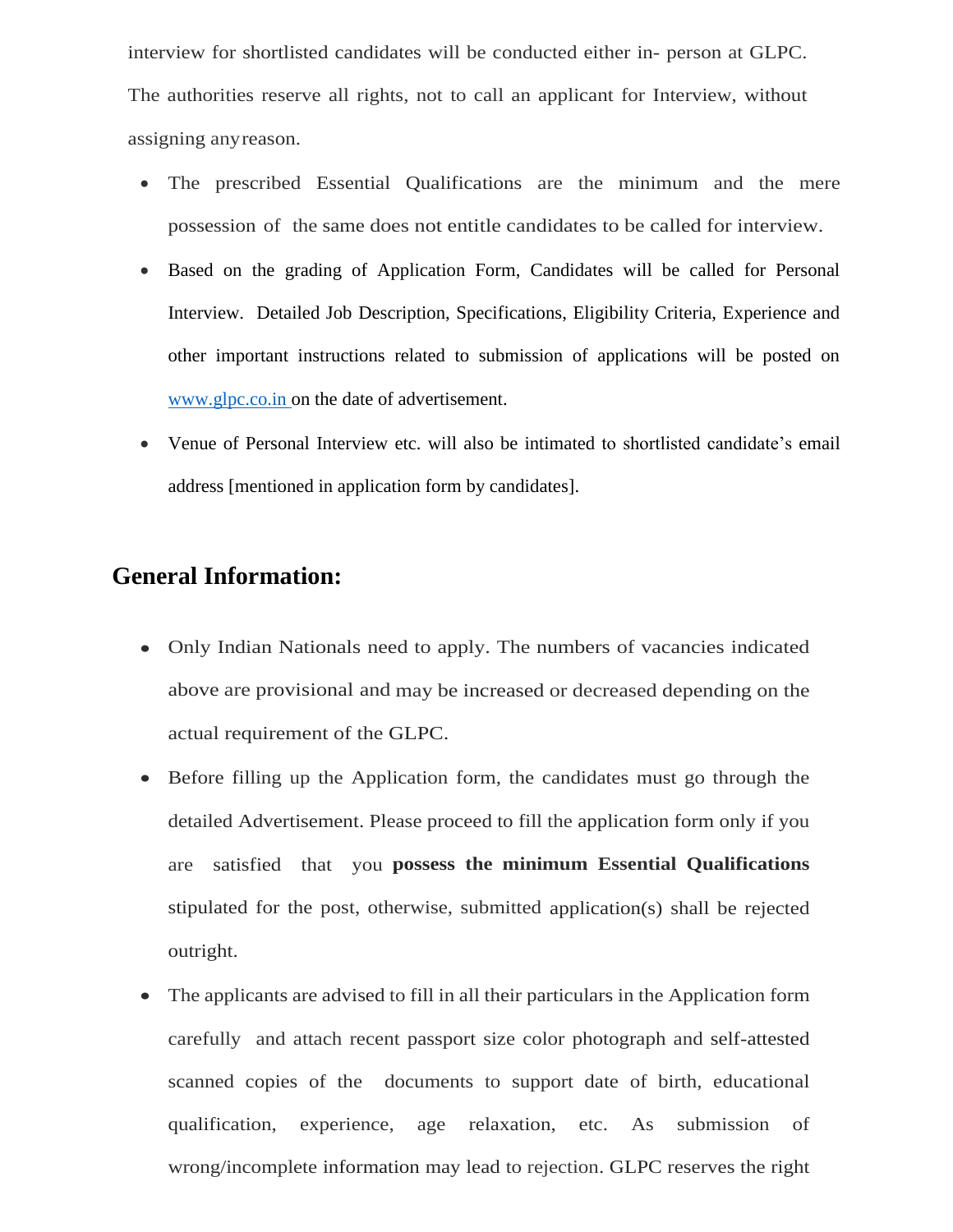interview for shortlisted candidates will be conducted either in- person at GLPC. The authorities reserve all rights, not to call an applicant for Interview, without assigning any reason.

- The prescribed Essential Qualifications are the minimum and the mere possession of the same does not entitle candidates to be called for interview.
- Based on the grading of Application Form, Candidates will be called for Personal Interview. Detailed Job Description, Specifications, Eligibility Criteria, Experience and other important instructions related to submission of applications will be posted on [www.glpc.co.in](http://www.glpc.co.in) on the date of advertisement.
- Venue of Personal Interview etc. will also be intimated to shortlisted candidate's email address [mentioned in application form by candidates].

## General Information:

- Only Indian Nationals need to apply. The numbers of vacancies indicated above are provisional and may be increased or decreased depending on the actual requirement of the GLPC.
- Before filling up the Application form, the candidates must go through the detailed Advertisement. Please proceed to fill the application form only if you are satisfied that you **possess the minimum Essential Qualifications** stipulated for the post, otherwise, submitted application(s) shall be rejected outright.
- The applicants are advised to fill in all their particulars in the Application form carefully and attach recent passport size color photograph and self-attested scanned copies of the documents to support date of birth, educational qualification, experience, age relaxation, etc. As submission of wrong/incomplete information may lead to rejection. GLPC reserves the right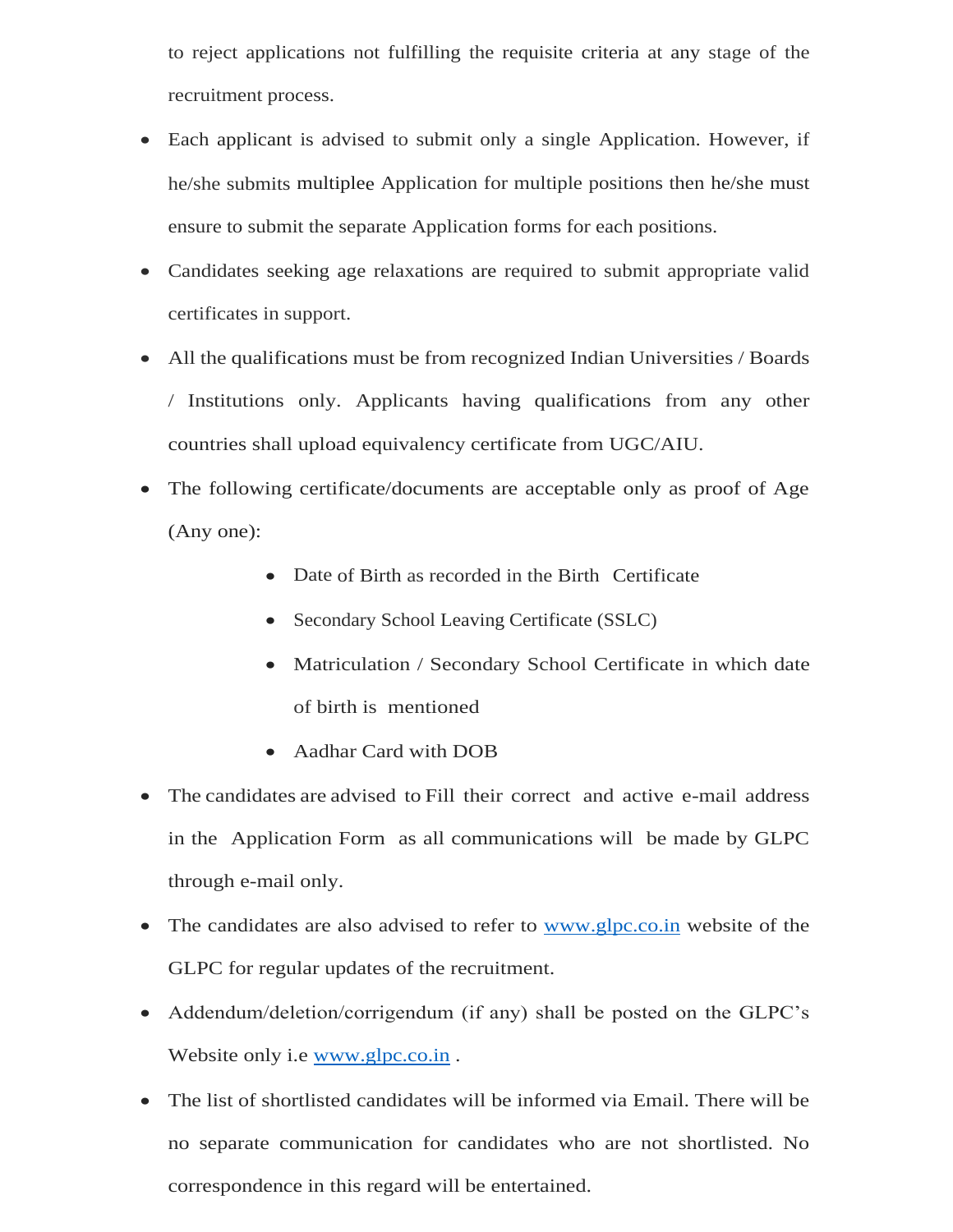to reject applications not fulfilling the requisite criteria at any stage of the recruitment process.

- Each applicant is advised to submit only a single Application. However, if he/she submits multiplee Application for multiple positions then he/she must ensure to submit the separate Application forms for each positions.
- Candidates seeking age relaxations are required to submit appropriate valid certificates in support.
- All the qualifications must be from recognized Indian Universities / Boards / Institutions only. Applicants having qualifications from any other countries shall upload equivalency certificate from UGC/AIU.
- The following certificate/documents are acceptable only as proof of Age (Any one):
    - Date of Birth as recorded in the Birth Certificate
    - Secondary School Leaving Certificate (SSLC)
    - Matriculation / Secondary School Certificate in which date of birth is mentioned
    - Aadhar Card with DOB
- The candidates are advised to Fill their correct and active e-mail address in the Application Form as all communications will be made by GLPC through e-mail only.
- The candidates are also advised to refer to [www.glpc.co.in](http://www.glpc.co.in) website of the GLPC for regular updates of the recruitment.
- Addendum/deletion/corrigendum (if any) shall be posted on the GLPC's Website only i.e [www.glpc.co.in](http://www.glpc.co.in) .
- The list of shortlisted candidates will be informed via Email. There will be no separate communication for candidates who are not shortlisted. No correspondence in this regard will be entertained.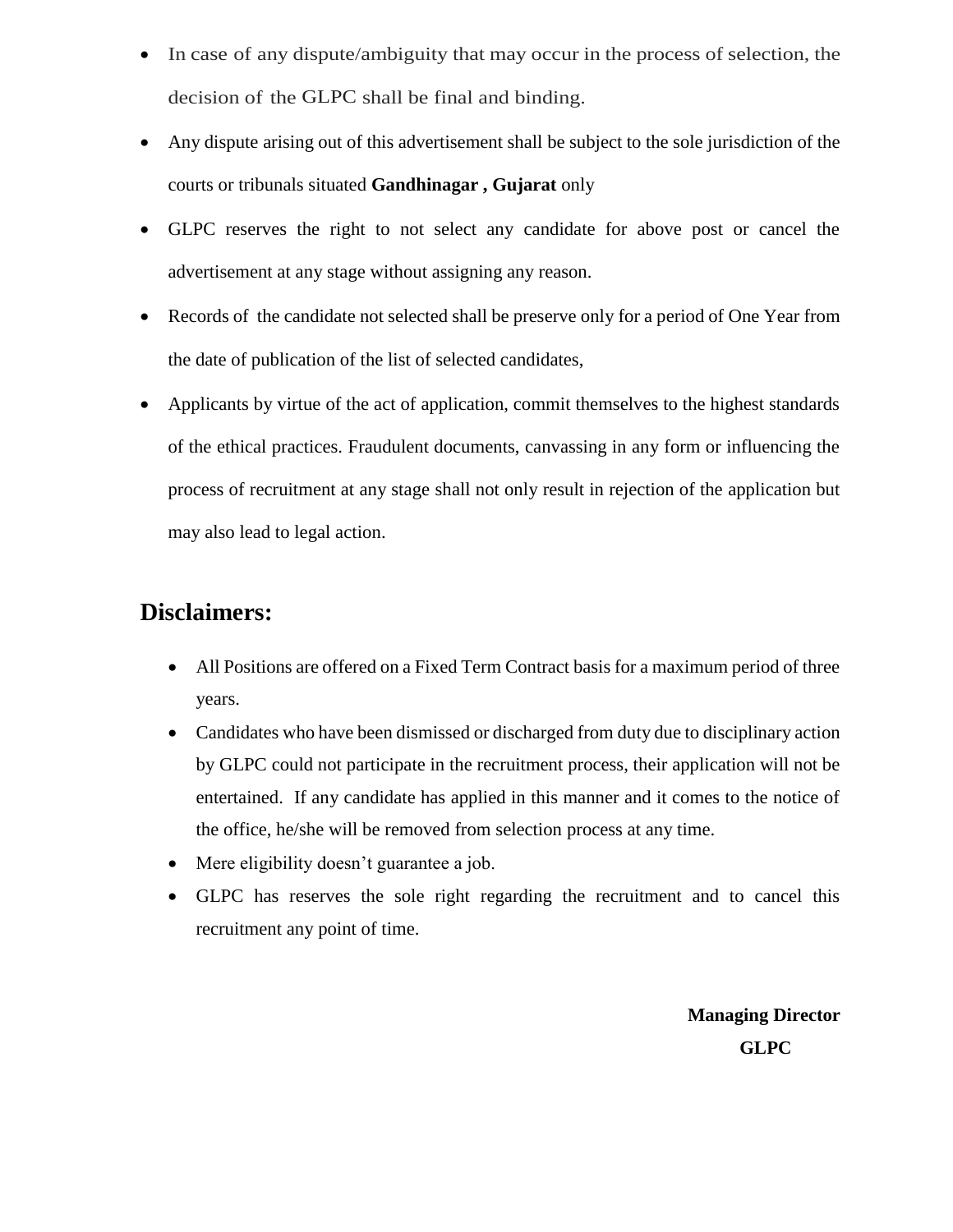- In case of any dispute/ambiguity that may occur in the process of selection, the decision of the GLPC shall be final and binding.
- Any dispute arising out of this advertisement shall be subject to the sole jurisdiction of the courts or tribunals situated **Gandhinagar , Gujarat** only
- GLPC reserves the right to not select any candidate for above post or cancel the advertisement at any stage without assigning any reason.
- Records of the candidate not selected shall be preserve only for a period of One Year from the date of publication of the list of selected candidates,
- Applicants by virtue of the act of application, commit themselves to the highest standards of the ethical practices. Fraudulent documents, canvassing in any form or influencing the process of recruitment at any stage shall not only result in rejection of the application but may also lead to legal action.

## Disclaimers:

- All Positions are offered on a Fixed Term Contract basis for a maximum period of three years.
- Candidates who have been dismissed or discharged from duty due to disciplinary action by GLPC could not participate in the recruitment process, their application will not be entertained. If any candidate has applied in this manner and it comes to the notice of the office, he/she will be removed from selection process at any time.
- Mere eligibility doesn't guarantee a job.
- GLPC has reserves the sole right regarding the recruitment and to cancel this recruitment any point of time.

**Managing Director**
**GLPC**